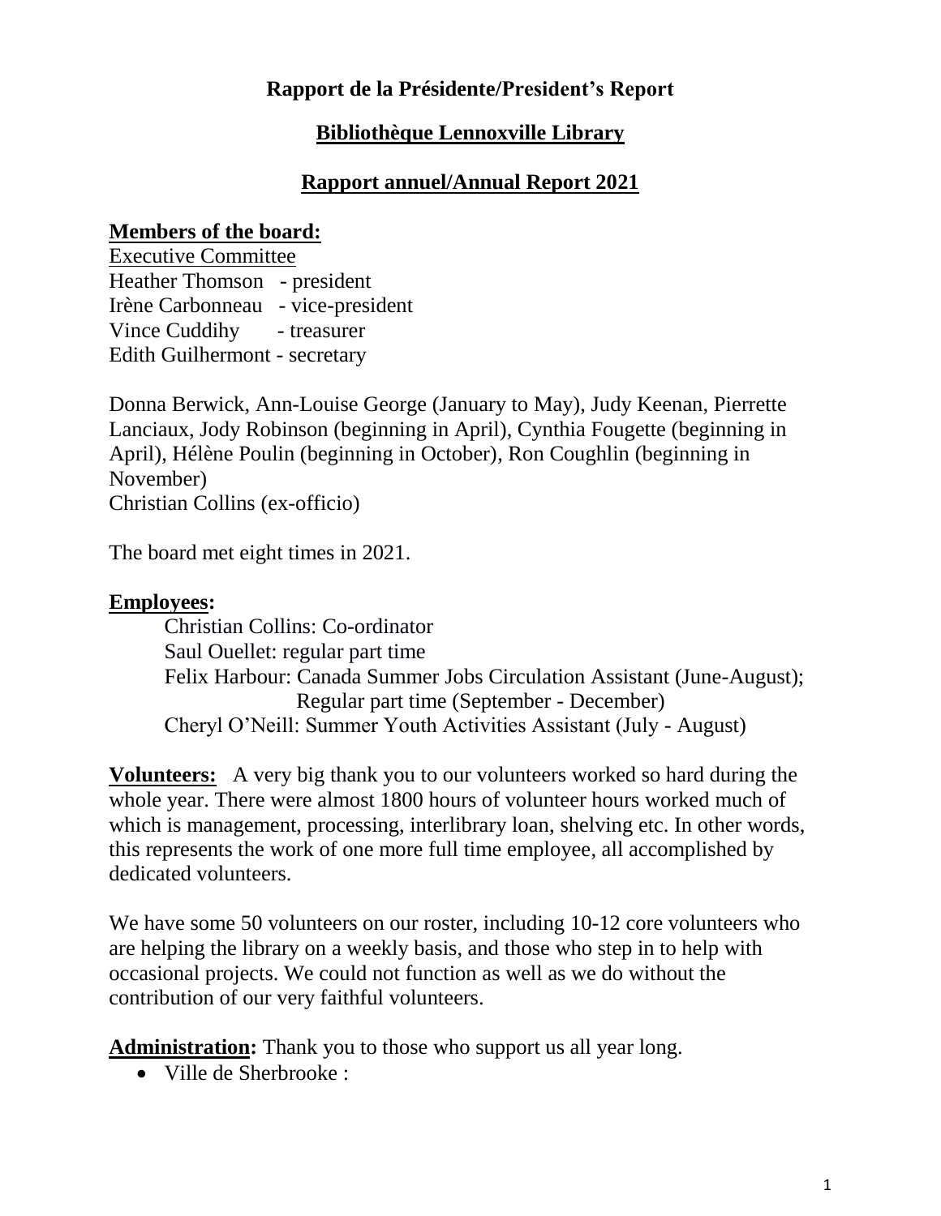**Rapport de la Présidente/President's Report**

**Bibliothèque Lennoxville Library**

**Rapport annuel/Annual Report 2021**

**Members of the board:**

Executive Committee

Heather Thomson - president
Irène Carbonneau - vice-president
Vince Cuddihy - treasurer
Edith Guilhermont - secretary

Donna Berwick, Ann-Louise George (January to May), Judy Keenan, Pierrette Lanciaux, Jody Robinson (beginning in April), Cynthia Fougette (beginning in April), Hélène Poulin (beginning in October), Ron Coughlin (beginning in November)
Christian Collins (ex-officio)

The board met eight times in 2021.

**Employees:**

Christian Collins: Co-ordinator
Saul Ouellet: regular part time
Felix Harbour: Canada Summer Jobs Circulation Assistant (June-August); Regular part time (September - December)
Cheryl O'Neill: Summer Youth Activities Assistant (July - August)

**Volunteers:** A very big thank you to our volunteers worked so hard during the whole year. There were almost 1800 hours of volunteer hours worked much of which is management, processing, interlibrary loan, shelving etc. In other words, this represents the work of one more full time employee, all accomplished by dedicated volunteers.

We have some 50 volunteers on our roster, including 10-12 core volunteers who are helping the library on a weekly basis, and those who step in to help with occasional projects. We could not function as well as we do without the contribution of our very faithful volunteers.

**Administration:** Thank you to those who support us all year long.

- Ville de Sherbrooke :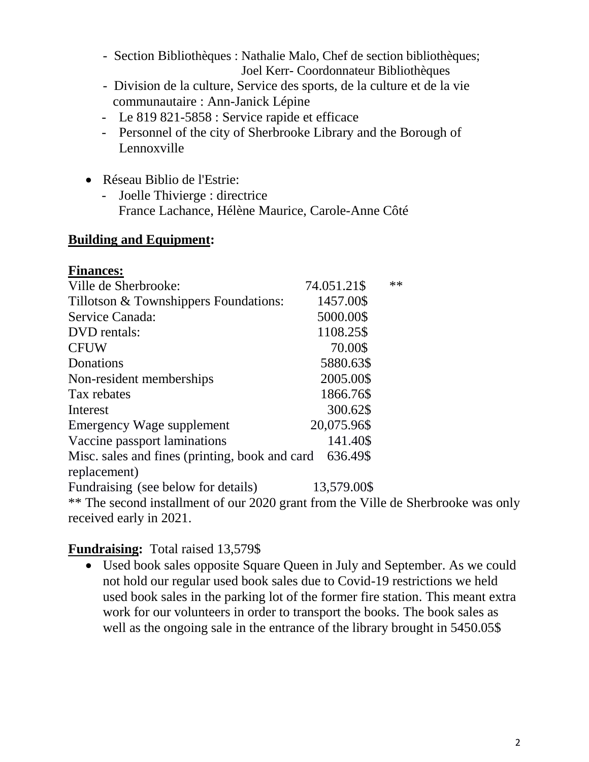- Section Bibliothèques : Nathalie Malo, Chef de section bibliothèques;
  Joel Kerr- Coordonnateur Bibliothèques
- Division de la culture, Service des sports, de la culture et de la vie communautaire : Ann-Janick Lépine
- Le 819 821-5858 : Service rapide et efficace
- Personnel of the city of Sherbrooke Library and the Borough of Lennoxville

- Réseau Biblio de l'Estrie:
  - Joelle Thivierge : directrice
    France Lachance, Hélène Maurice, Carole-Anne Côté

**Building and Equipment:**

**Finances:**

| | | |
|---|---|---|
| Ville de Sherbrooke: | 74.051.21$ | ** |
| Tillotson & Townshippers Foundations: | 1457.00$ | |
| Service Canada: | 5000.00$ | |
| DVD rentals: | 1108.25$ | |
| CFUW | 70.00$ | |
| Donations | 5880.63$ | |
| Non-resident memberships | 2005.00$ | |
| Tax rebates | 1866.76$ | |
| Interest | 300.62$ | |
| Emergency Wage supplement | 20,075.96$ | |
| Vaccine passport laminations | 141.40$ | |
| Misc. sales and fines (printing, book and card replacement) | 636.49$ | |
| Fundraising (see below for details) | 13,579.00$ | |

** The second installment of our 2020 grant from the Ville de Sherbrooke was only received early in 2021.

**Fundraising:** Total raised 13,579$

- Used book sales opposite Square Queen in July and September. As we could not hold our regular used book sales due to Covid-19 restrictions we held used book sales in the parking lot of the former fire station. This meant extra work for our volunteers in order to transport the books. The book sales as well as the ongoing sale in the entrance of the library brought in 5450.05$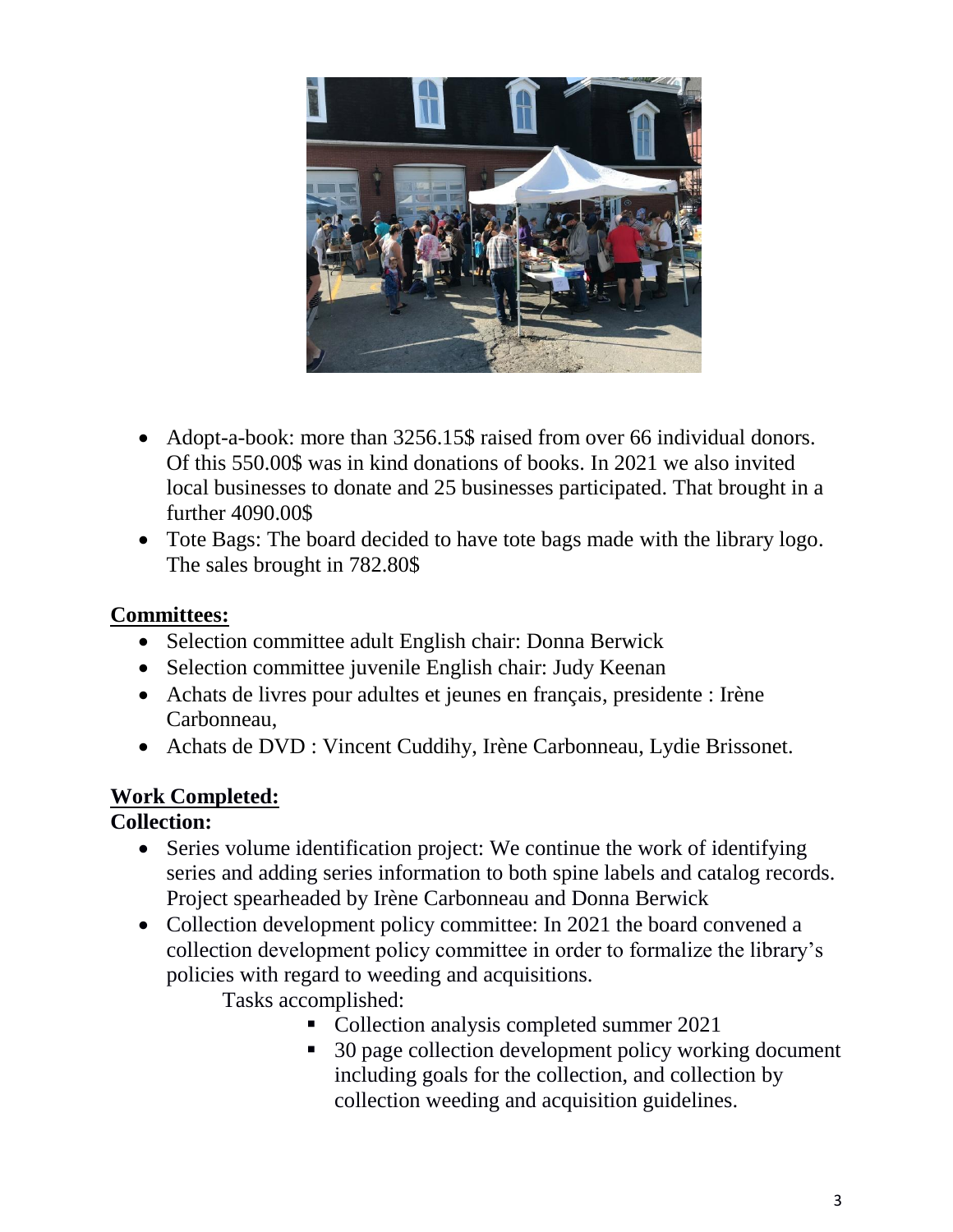- Adopt-a-book: more than 3256.15$ raised from over 66 individual donors. Of this 550.00$ was in kind donations of books. In 2021 we also invited local businesses to donate and 25 businesses participated. That brought in a further 4090.00$
- Tote Bags: The board decided to have tote bags made with the library logo. The sales brought in 782.80$

**Committees:**

- Selection committee adult English chair: Donna Berwick
- Selection committee juvenile English chair: Judy Keenan
- Achats de livres pour adultes et jeunes en français, presidente : Irène Carbonneau,
- Achats de DVD : Vincent Cuddihy, Irène Carbonneau, Lydie Brissonet.

**Work Completed:**

**Collection:**

- Series volume identification project: We continue the work of identifying series and adding series information to both spine labels and catalog records. Project spearheaded by Irène Carbonneau and Donna Berwick
- Collection development policy committee: In 2021 the board convened a collection development policy committee in order to formalize the library's policies with regard to weeding and acquisitions.

  Tasks accomplished:
    - Collection analysis completed summer 2021
    - 30 page collection development policy working document including goals for the collection, and collection by collection weeding and acquisition guidelines.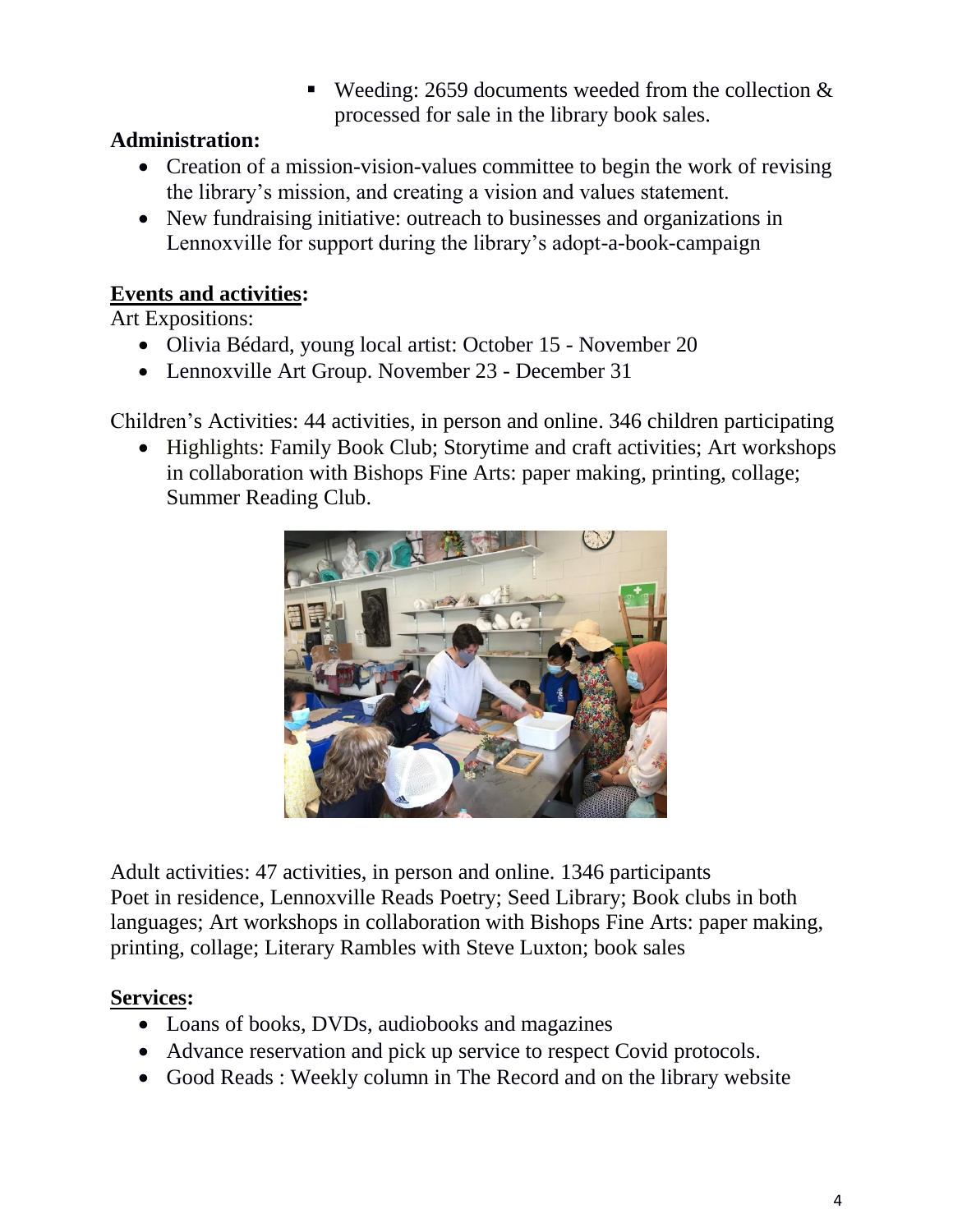- Weeding: 2659 documents weeded from the collection & processed for sale in the library book sales.

**Administration:**

- Creation of a mission-vision-values committee to begin the work of revising the library's mission, and creating a vision and values statement.
- New fundraising initiative: outreach to businesses and organizations in Lennoxville for support during the library's adopt-a-book-campaign

**Events and activities:**

Art Expositions:

- Olivia Bédard, young local artist: October 15 - November 20
- Lennoxville Art Group. November 23 - December 31

Children's Activities: 44 activities, in person and online. 346 children participating

- Highlights: Family Book Club; Storytime and craft activities; Art workshops in collaboration with Bishops Fine Arts: paper making, printing, collage; Summer Reading Club.

Adult activities: 47 activities, in person and online. 1346 participants
Poet in residence, Lennoxville Reads Poetry; Seed Library; Book clubs in both languages; Art workshops in collaboration with Bishops Fine Arts: paper making, printing, collage; Literary Rambles with Steve Luxton; book sales

**Services:**

- Loans of books, DVDs, audiobooks and magazines
- Advance reservation and pick up service to respect Covid protocols.
- Good Reads : Weekly column in The Record and on the library website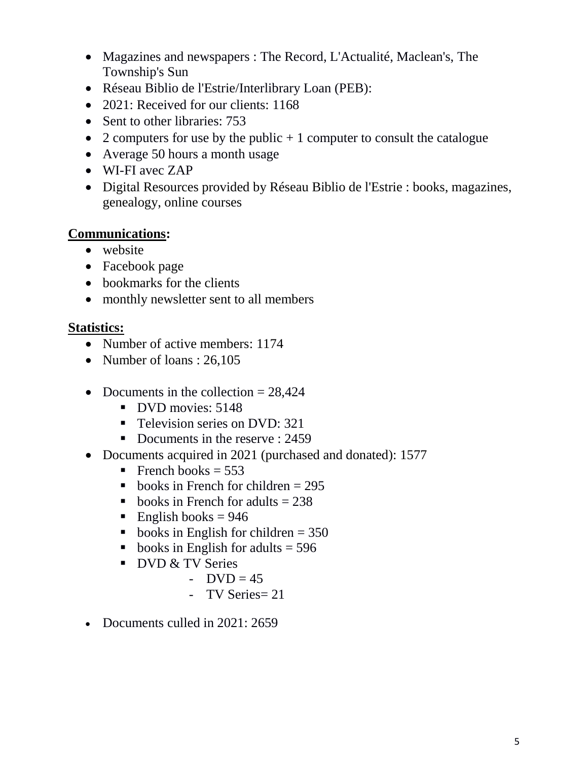- Magazines and newspapers : The Record, L'Actualité, Maclean's, The Township's Sun
- Réseau Biblio de l'Estrie/Interlibrary Loan (PEB):
- 2021: Received for our clients: 1168
- Sent to other libraries: 753
- 2 computers for use by the public + 1 computer to consult the catalogue
- Average 50 hours a month usage
- WI-FI avec ZAP
- Digital Resources provided by Réseau Biblio de l'Estrie : books, magazines, genealogy, online courses

**Communications:**

- website
- Facebook page
- bookmarks for the clients
- monthly newsletter sent to all members

**Statistics:**

- Number of active members: 1174
- Number of loans : 26,105

- Documents in the collection = 28,424
    - DVD movies: 5148
    - Television series on DVD: 321
    - Documents in the reserve : 2459
- Documents acquired in 2021 (purchased and donated): 1577
    - French books = 553
    - books in French for children = 295
    - books in French for adults = 238
    - English books = 946
    - books in English for children = 350
    - books in English for adults = 596
    - DVD & TV Series
        - DVD = 45
        - TV Series= 21

- Documents culled in 2021: 2659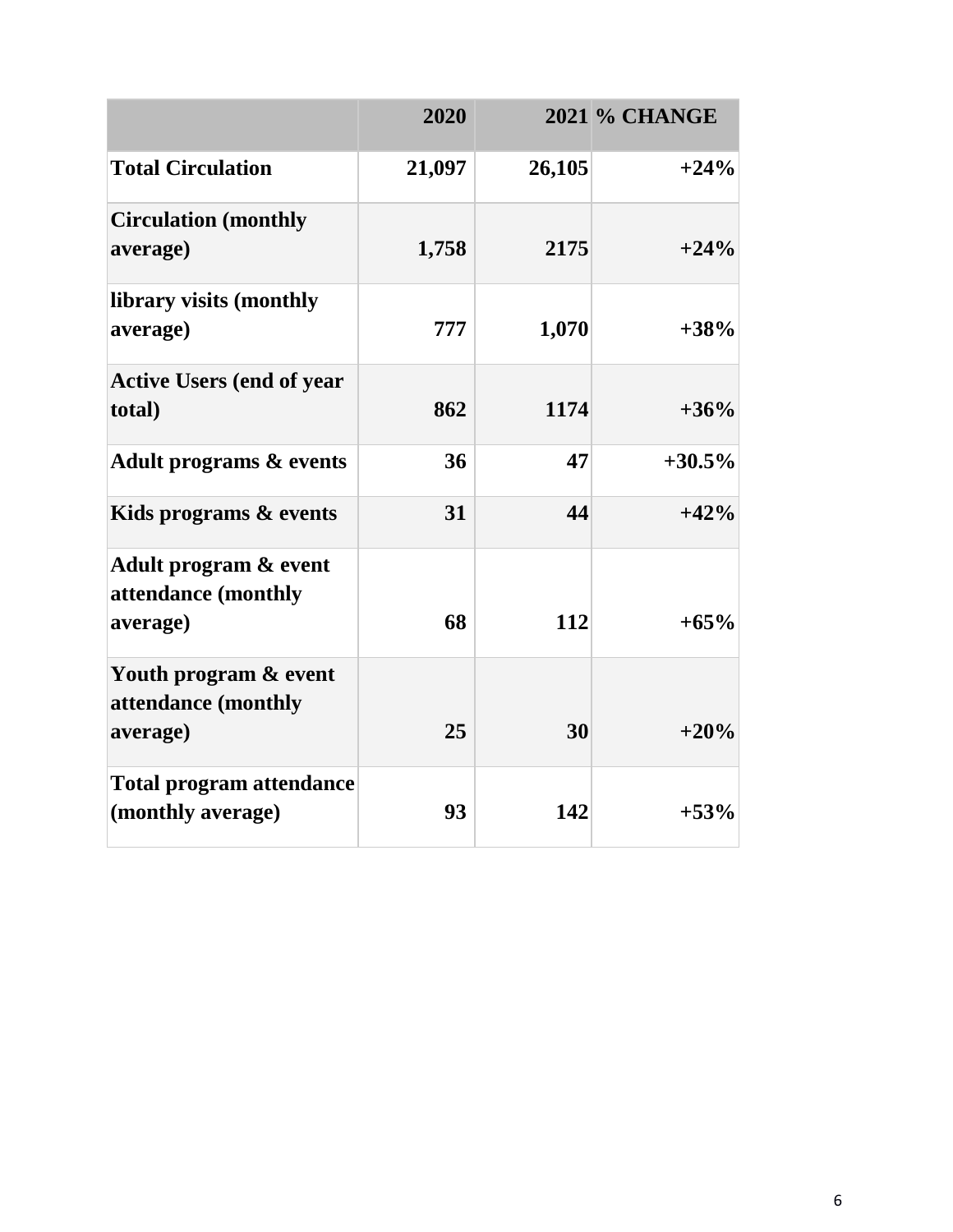| | 2020 | 2021 | % CHANGE |
|---|---|---|---|
| **Total Circulation** | **21,097** | **26,105** | **+24%** |
| **Circulation (monthly average)** | **1,758** | **2175** | **+24%** |
| **library visits (monthly average)** | **777** | **1,070** | **+38%** |
| **Active Users (end of year total)** | **862** | **1174** | **+36%** |
| **Adult programs & events** | **36** | **47** | **+30.5%** |
| **Kids programs & events** | **31** | **44** | **+42%** |
| **Adult program & event attendance (monthly average)** | **68** | **112** | **+65%** |
| **Youth program & event attendance (monthly average)** | **25** | **30** | **+20%** |
| **Total program attendance (monthly average)** | **93** | **142** | **+53%** |